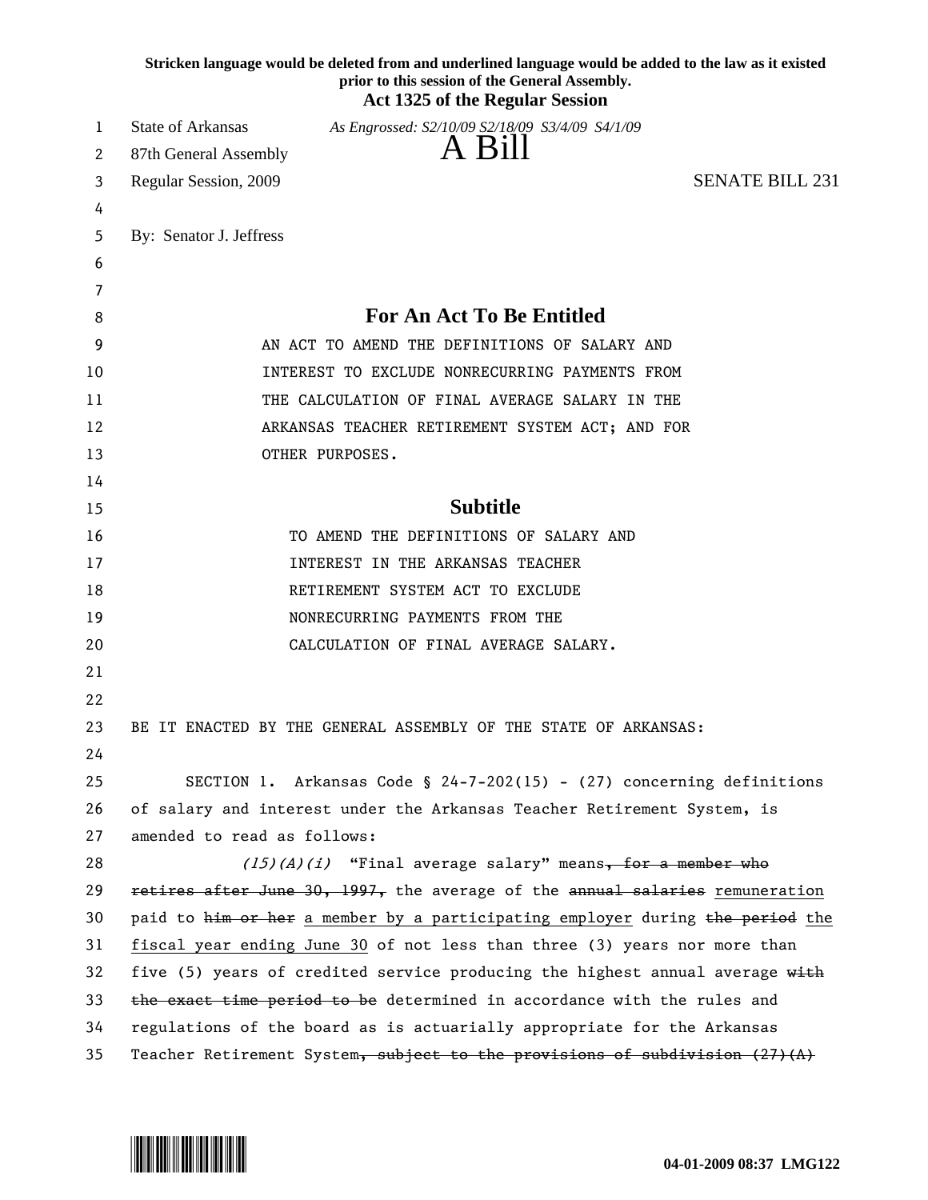**Stricken language would be deleted from and underlined language would be added to the law as it existed prior to this session of the General Assembly.**

**Act 1325 of the Regular Session**

State of Arkansas — *As Engrossed: S2/10/09 S2/18/09 S3/4/09 S4/1/09*

87th General Assembly

# A Bill

Regular Session, 2009 — SENATE BILL 231

By: Senator J. Jeffress

## For An Act To Be Entitled

AN ACT TO AMEND THE DEFINITIONS OF SALARY AND INTEREST TO EXCLUDE NONRECURRING PAYMENTS FROM THE CALCULATION OF FINAL AVERAGE SALARY IN THE ARKANSAS TEACHER RETIREMENT SYSTEM ACT; AND FOR OTHER PURPOSES.

## Subtitle

TO AMEND THE DEFINITIONS OF SALARY AND INTEREST IN THE ARKANSAS TEACHER RETIREMENT SYSTEM ACT TO EXCLUDE NONRECURRING PAYMENTS FROM THE CALCULATION OF FINAL AVERAGE SALARY.

BE IT ENACTED BY THE GENERAL ASSEMBLY OF THE STATE OF ARKANSAS:

SECTION 1. Arkansas Code § 24-7-202(15) - (27) concerning definitions of salary and interest under the Arkansas Teacher Retirement System, is amended to read as follows:

*(15)(A)(i)* "Final average salary" means~~, for a member who retires after June 30, 1997,~~ the average of the ~~annual salaries~~ <u>remuneration</u> paid to ~~him or her~~ <u>a member by a participating employer</u> during ~~the period~~ <u>the fiscal year ending June 30</u> of not less than three (3) years nor more than five (5) years of credited service producing the highest annual average ~~with the exact time period to be~~ determined in accordance with the rules and regulations of the board as is actuarially appropriate for the Arkansas Teacher Retirement System~~, subject to the provisions of subdivision (27)(A)~~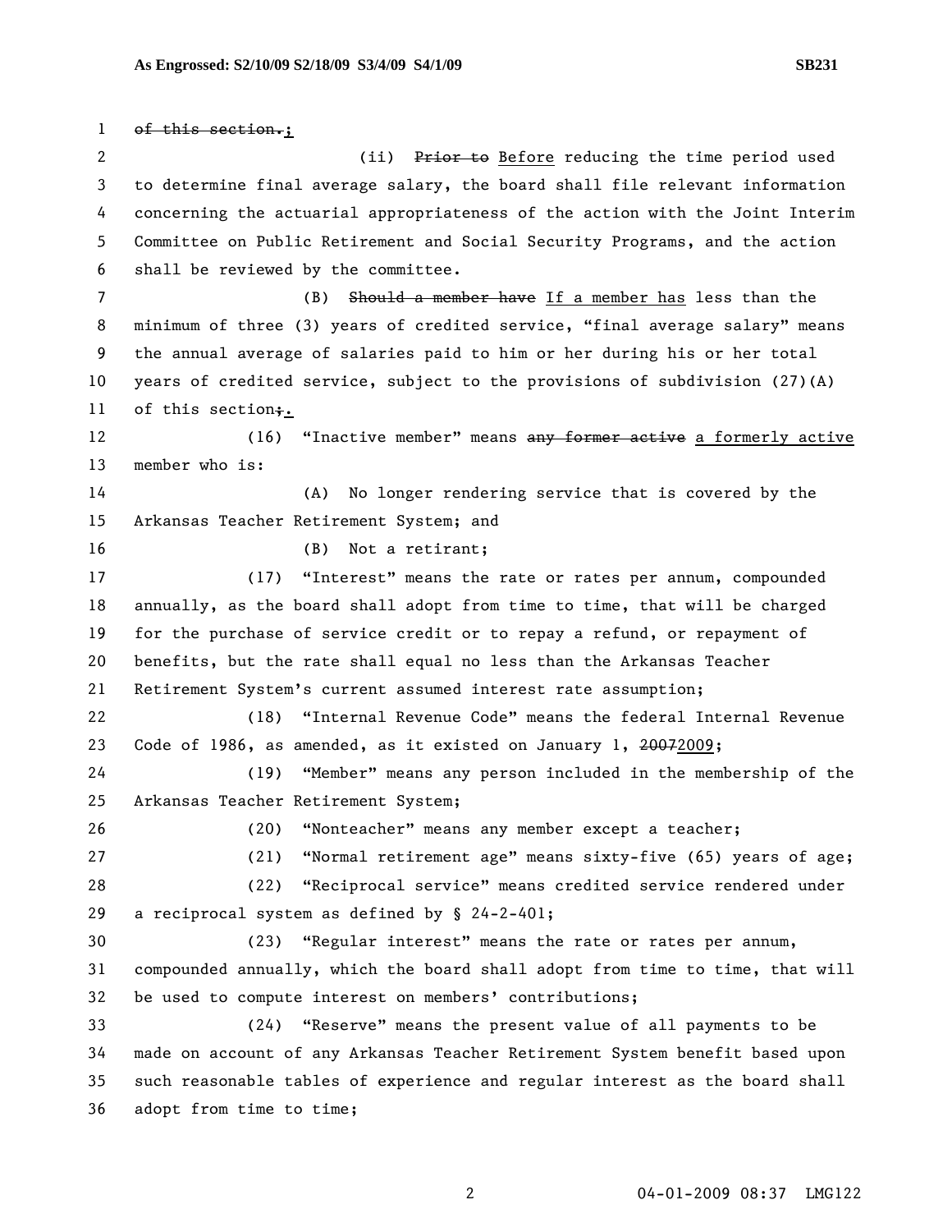~~of this section.~~;

(ii) ~~Prior to~~ Before reducing the time period used to determine final average salary, the board shall file relevant information concerning the actuarial appropriateness of the action with the Joint Interim Committee on Public Retirement and Social Security Programs, and the action shall be reviewed by the committee.

(B) ~~Should a member have~~ If a member has less than the minimum of three (3) years of credited service, "final average salary" means the annual average of salaries paid to him or her during his or her total years of credited service, subject to the provisions of subdivision (27)(A) of this section~~;~~.

(16) "Inactive member" means ~~any former active~~ a formerly active member who is:

(A) No longer rendering service that is covered by the Arkansas Teacher Retirement System; and

(B) Not a retirant;

(17) "Interest" means the rate or rates per annum, compounded annually, as the board shall adopt from time to time, that will be charged for the purchase of service credit or to repay a refund, or repayment of benefits, but the rate shall equal no less than the Arkansas Teacher Retirement System's current assumed interest rate assumption;

(18) "Internal Revenue Code" means the federal Internal Revenue Code of 1986, as amended, as it existed on January 1, ~~2007~~2009;

(19) "Member" means any person included in the membership of the Arkansas Teacher Retirement System;

(20) "Nonteacher" means any member except a teacher;

(21) "Normal retirement age" means sixty-five (65) years of age;

(22) "Reciprocal service" means credited service rendered under a reciprocal system as defined by § 24-2-401;

(23) "Regular interest" means the rate or rates per annum, compounded annually, which the board shall adopt from time to time, that will be used to compute interest on members' contributions;

(24) "Reserve" means the present value of all payments to be made on account of any Arkansas Teacher Retirement System benefit based upon such reasonable tables of experience and regular interest as the board shall adopt from time to time;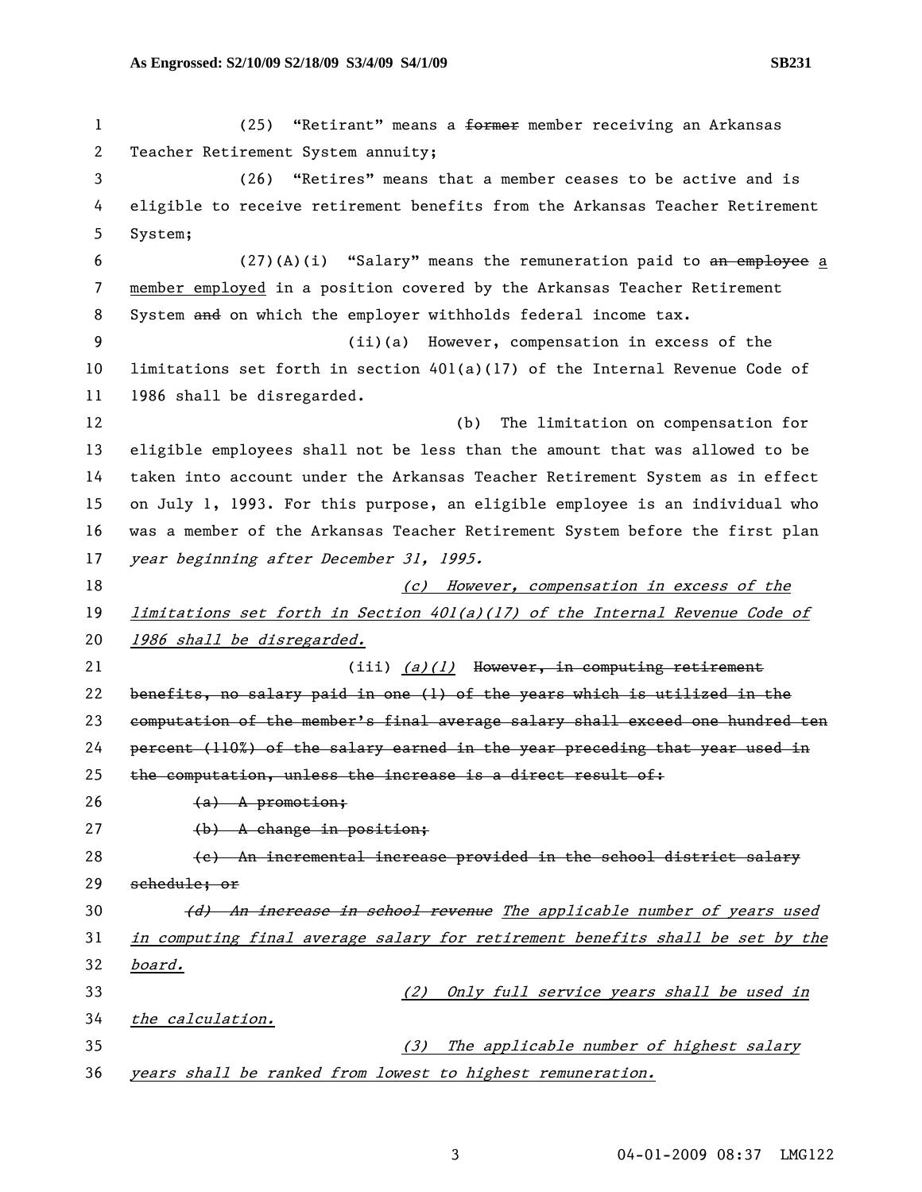(25) "Retirant" means a ~~former~~ member receiving an Arkansas Teacher Retirement System annuity;

(26) "Retires" means that a member ceases to be active and is eligible to receive retirement benefits from the Arkansas Teacher Retirement System;

(27)(A)(i) "Salary" means the remuneration paid to ~~an employee~~ a member employed in a position covered by the Arkansas Teacher Retirement System ~~and~~ on which the employer withholds federal income tax.

(ii)(a) However, compensation in excess of the limitations set forth in section 401(a)(17) of the Internal Revenue Code of 1986 shall be disregarded.

(b) The limitation on compensation for eligible employees shall not be less than the amount that was allowed to be taken into account under the Arkansas Teacher Retirement System as in effect on July 1, 1993. For this purpose, an eligible employee is an individual who was a member of the Arkansas Teacher Retirement System before the first plan *year beginning after December 31, 1995.*

*(c) However, compensation in excess of the limitations set forth in Section 401(a)(17) of the Internal Revenue Code of 1986 shall be disregarded.*

(iii) *(a)(1)* ~~However, in computing retirement benefits, no salary paid in one (1) of the years which is utilized in the computation of the member's final average salary shall exceed one hundred ten percent (110%) of the salary earned in the year preceding that year used in the computation, unless the increase is a direct result of:~~

~~(a) A promotion;~~

~~(b) A change in position;~~

~~(c) An incremental increase provided in the school district salary schedule; or~~

~~*(d) An increase in school revenue*~~ *The applicable number of years used in computing final average salary for retirement benefits shall be set by the board.*

*(2) Only full service years shall be used in the calculation.*

*(3) The applicable number of highest salary years shall be ranked from lowest to highest remuneration.*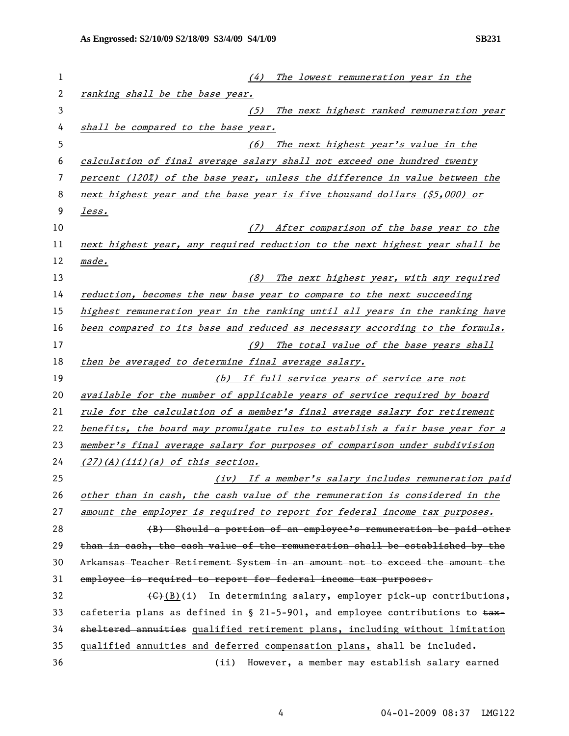*(4) The lowest remuneration year in the ranking shall be the base year.*

*(5) The next highest ranked remuneration year shall be compared to the base year.*

*(6) The next highest year's value in the calculation of final average salary shall not exceed one hundred twenty percent (120%) of the base year, unless the difference in value between the next highest year and the base year is five thousand dollars ($5,000) or less.*

*(7) After comparison of the base year to the next highest year, any required reduction to the next highest year shall be made.*

*(8) The next highest year, with any required reduction, becomes the new base year to compare to the next succeeding highest remuneration year in the ranking until all years in the ranking have been compared to its base and reduced as necessary according to the formula.*

*(9) The total value of the base years shall then be averaged to determine final average salary.*

*(b) If full service years of service are not available for the number of applicable years of service required by board rule for the calculation of a member's final average salary for retirement benefits, the board may promulgate rules to establish a fair base year for a member's final average salary for purposes of comparison under subdivision (27)(A)(iii)(a) of this section.*

*(iv) If a member's salary includes remuneration paid other than in cash, the cash value of the remuneration is considered in the amount the employer is required to report for federal income tax purposes.*

~~(B) Should a portion of an employee's remuneration be paid other than in cash, the cash value of the remuneration shall be established by the Arkansas Teacher Retirement System in an amount not to exceed the amount the employee is required to report for federal income tax purposes.~~

~~(C)~~(B)(i) In determining salary, employer pick-up contributions, cafeteria plans as defined in § 21-5-901, and employee contributions to ~~tax-sheltered annuities~~ qualified retirement plans, including without limitation qualified annuities and deferred compensation plans, shall be included.

(ii) However, a member may establish salary earned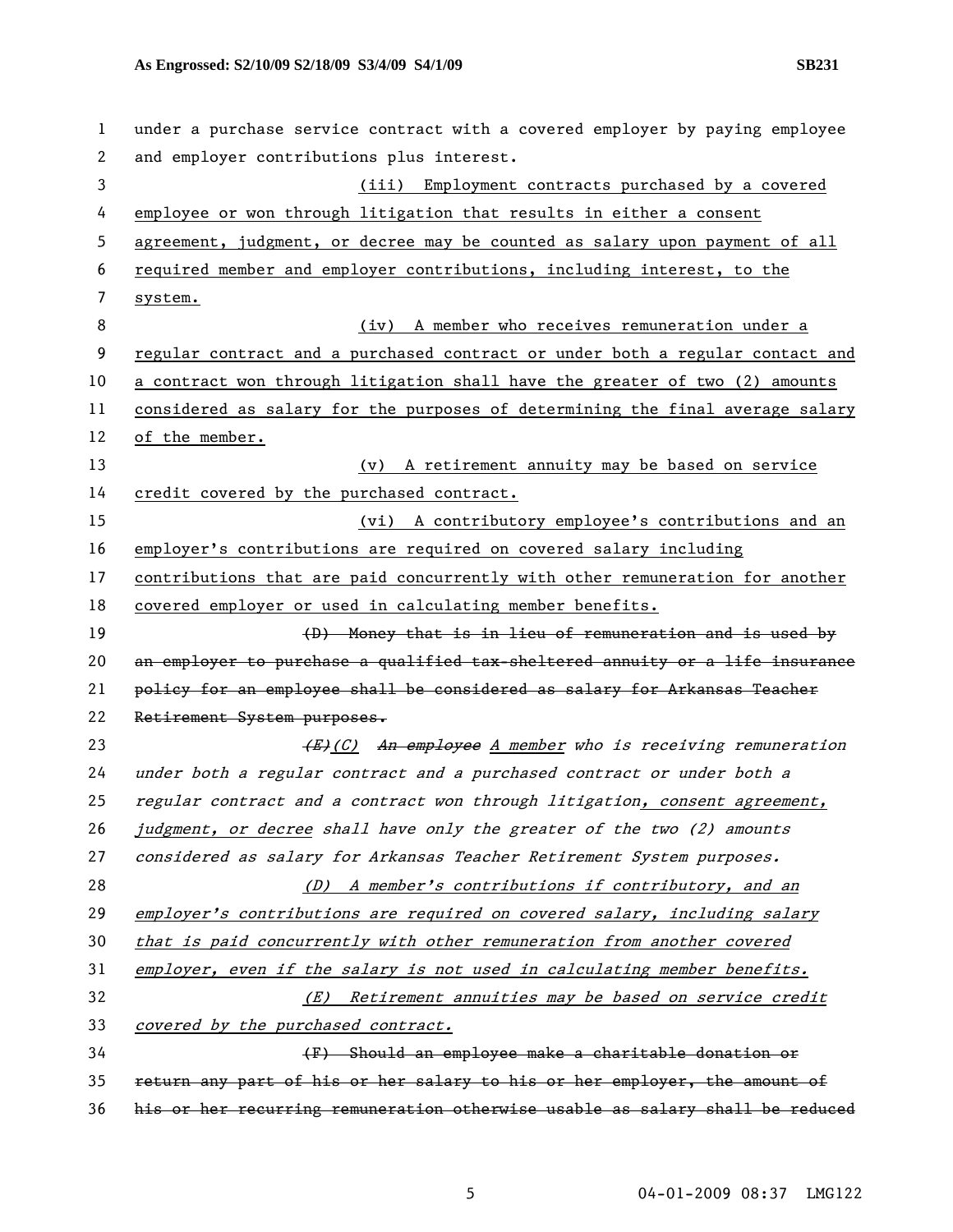under a purchase service contract with a covered employer by paying employee and employer contributions plus interest.

(iii) Employment contracts purchased by a covered employee or won through litigation that results in either a consent agreement, judgment, or decree may be counted as salary upon payment of all required member and employer contributions, including interest, to the system.

(iv) A member who receives remuneration under a regular contract and a purchased contract or under both a regular contact and a contract won through litigation shall have the greater of two (2) amounts considered as salary for the purposes of determining the final average salary of the member.

(v) A retirement annuity may be based on service credit covered by the purchased contract.

(vi) A contributory employee's contributions and an employer's contributions are required on covered salary including contributions that are paid concurrently with other remuneration for another covered employer or used in calculating member benefits.

~~(D) Money that is in lieu of remuneration and is used by an employer to purchase a qualified tax-sheltered annuity or a life insurance policy for an employee shall be considered as salary for Arkansas Teacher Retirement System purposes.~~

*~~(E)~~(C) ~~An employee~~ A member who is receiving remuneration under both a regular contract and a purchased contract or under both a regular contract and a contract won through litigation, consent agreement, judgment, or decree shall have only the greater of the two (2) amounts considered as salary for Arkansas Teacher Retirement System purposes.*

*(D) A member's contributions if contributory, and an employer's contributions are required on covered salary, including salary that is paid concurrently with other remuneration from another covered employer, even if the salary is not used in calculating member benefits.*

*(E) Retirement annuities may be based on service credit covered by the purchased contract.*

~~(F) Should an employee make a charitable donation or return any part of his or her salary to his or her employer, the amount of his or her recurring remuneration otherwise usable as salary shall be reduced~~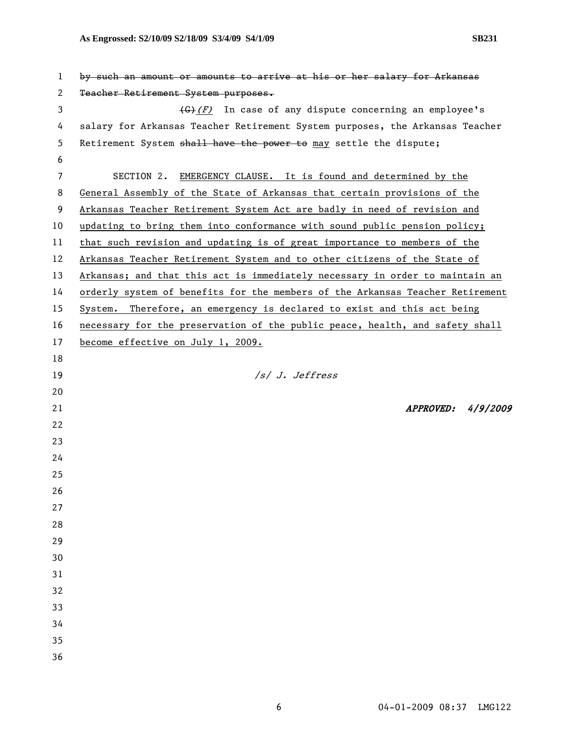~~by such an amount or amounts to arrive at his or her salary for Arkansas Teacher Retirement System purposes.~~

~~(G)~~*(F)* In case of any dispute concerning an employee's salary for Arkansas Teacher Retirement System purposes, the Arkansas Teacher Retirement System ~~shall have the power to~~ <u>may</u> settle the dispute;

SECTION 2. <u>EMERGENCY CLAUSE. It is found and determined by the General Assembly of the State of Arkansas that certain provisions of the Arkansas Teacher Retirement System Act are badly in need of revision and updating to bring them into conformance with sound public pension policy; that such revision and updating is of great importance to members of the Arkansas Teacher Retirement System and to other citizens of the State of Arkansas; and that this act is immediately necessary in order to maintain an orderly system of benefits for the members of the Arkansas Teacher Retirement System. Therefore, an emergency is declared to exist and this act being necessary for the preservation of the public peace, health, and safety shall become effective on July 1, 2009.</u>

*/s/ J. Jeffress*

***APPROVED: 4/9/2009***